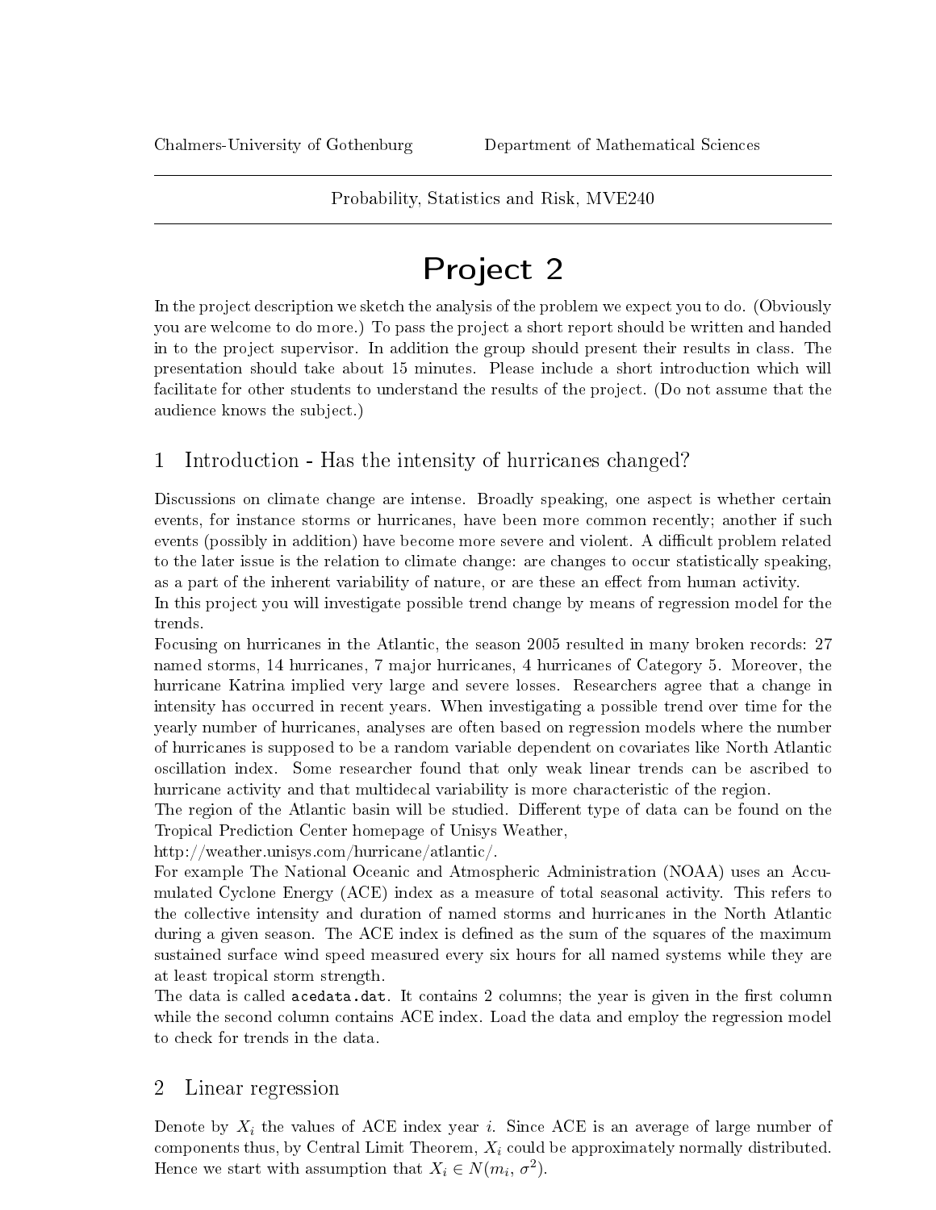Chalmers-University of Gothenburg Department of Mathematical Sciences

Probability, Statistics and Risk, MVE240

# Project 2

In the project description we sketch the analysis of the problem we expect you to do. (Obviously you are welcome to do more.) To pass the project a short report should be written and handed in to the project supervisor. In addition the group should present their results in class. The presentation should take about 15 minutes. Please include a short introduction which will facilitate for other students to understand the results of the project. (Do not assume that the audience knows the subject.)

## 1 Introduction - Has the intensity of hurricanes changed?

Discussions on climate change are intense. Broadly speaking, one aspect is whether certain events, for instance storms or hurricanes, have been more common recently; another if such events (possibly in addition) have become more severe and violent. A difficult problem related to the later issue is the relation to climate change: are changes to occur statistically speaking, as a part of the inherent variability of nature, or are these an effect from human activity.

In this project you will investigate possible trend change by means of regression model for the trends.

Focusing on hurricanes in the Atlantic, the season 2005 resulted in many broken records: 27 named storms, 14 hurricanes, 7 major hurricanes, 4 hurricanes of Category 5. Moreover, the hurricane Katrina implied very large and severe losses. Researchers agree that a change in intensity has occurred in recent years. When investigating a possible trend over time for the yearly number of hurricanes, analyses are often based on regression models where the number of hurricanes is supposed to be a random variable dependent on covariates like North Atlantic oscillation index. Some researcher found that only weak linear trends can be ascribed to hurricane activity and that multidecal variability is more characteristic of the region.

The region of the Atlantic basin will be studied. Different type of data can be found on the Tropical Prediction Center homepage of Unisys Weather,
http://weather.unisys.com/hurricane/atlantic/.

For example The National Oceanic and Atmospheric Administration (NOAA) uses an Accumulated Cyclone Energy (ACE) index as a measure of total seasonal activity. This refers to the collective intensity and duration of named storms and hurricanes in the North Atlantic during a given season. The ACE index is defined as the sum of the squares of the maximum sustained surface wind speed measured every six hours for all named systems while they are at least tropical storm strength.

The data is called `acedata.dat`. It contains 2 columns; the year is given in the first column while the second column contains ACE index. Load the data and employ the regression model to check for trends in the data.

## 2 Linear regression

Denote by $X_i$ the values of ACE index year $i$. Since ACE is an average of large number of components thus, by Central Limit Theorem, $X_i$ could be approximately normally distributed. Hence we start with assumption that $X_i \in N(m_i, \sigma^2)$.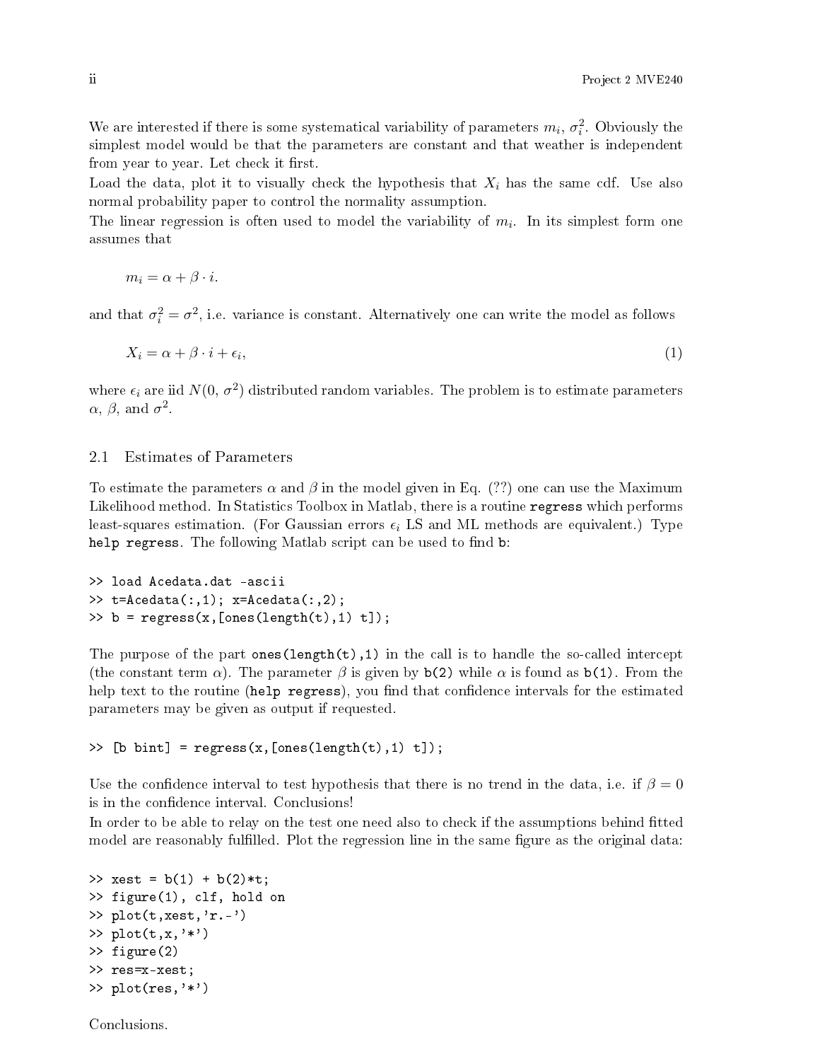We are interested if there is some systematical variability of parameters $m_i$, $\sigma_i^2$. Obviously the simplest model would be that the parameters are constant and that weather is independent from year to year. Let check it first.
Load the data, plot it to visually check the hypothesis that $X_i$ has the same cdf. Use also normal probability paper to control the normality assumption.
The linear regression is often used to model the variability of $m_i$. In its simplest form one assumes that

$$m_i = \alpha + \beta \cdot i.$$

and that $\sigma_i^2 = \sigma^2$, i.e. variance is constant. Alternatively one can write the model as follows

$$X_i = \alpha + \beta \cdot i + \epsilon_i, \tag{1}$$

where $\epsilon_i$ are iid $N(0, \sigma^2)$ distributed random variables. The problem is to estimate parameters $\alpha$, $\beta$, and $\sigma^2$.

## 2.1 Estimates of Parameters

To estimate the parameters $\alpha$ and $\beta$ in the model given in Eq. (??) one can use the Maximum Likelihood method. In Statistics Toolbox in Matlab, there is a routine `regress` which performs least-squares estimation. (For Gaussian errors $\epsilon_i$ LS and ML methods are equivalent.) Type `help regress`. The following Matlab script can be used to find `b`:

```
>> load Acedata.dat -ascii
>> t=Acedata(:,1); x=Acedata(:,2);
>> b = regress(x,[ones(length(t),1) t]);
```

The purpose of the part `ones(length(t),1)` in the call is to handle the so-called intercept (the constant term $\alpha$). The parameter $\beta$ is given by `b(2)` while $\alpha$ is found as `b(1)`. From the help text to the routine (`help regress`), you find that confidence intervals for the estimated parameters may be given as output if requested.

```
>> [b bint] = regress(x,[ones(length(t),1) t]);
```

Use the confidence interval to test hypothesis that there is no trend in the data, i.e. if $\beta = 0$ is in the confidence interval. Conclusions!
In order to be able to relay on the test one need also to check if the assumptions behind fitted model are reasonably fulfilled. Plot the regression line in the same figure as the original data:

```
>> xest = b(1) + b(2)*t;
>> figure(1), clf, hold on
>> plot(t,xest,'r.-')
>> plot(t,x,'*')
>> figure(2)
>> res=x-xest;
>> plot(res,'*')
```

Conclusions.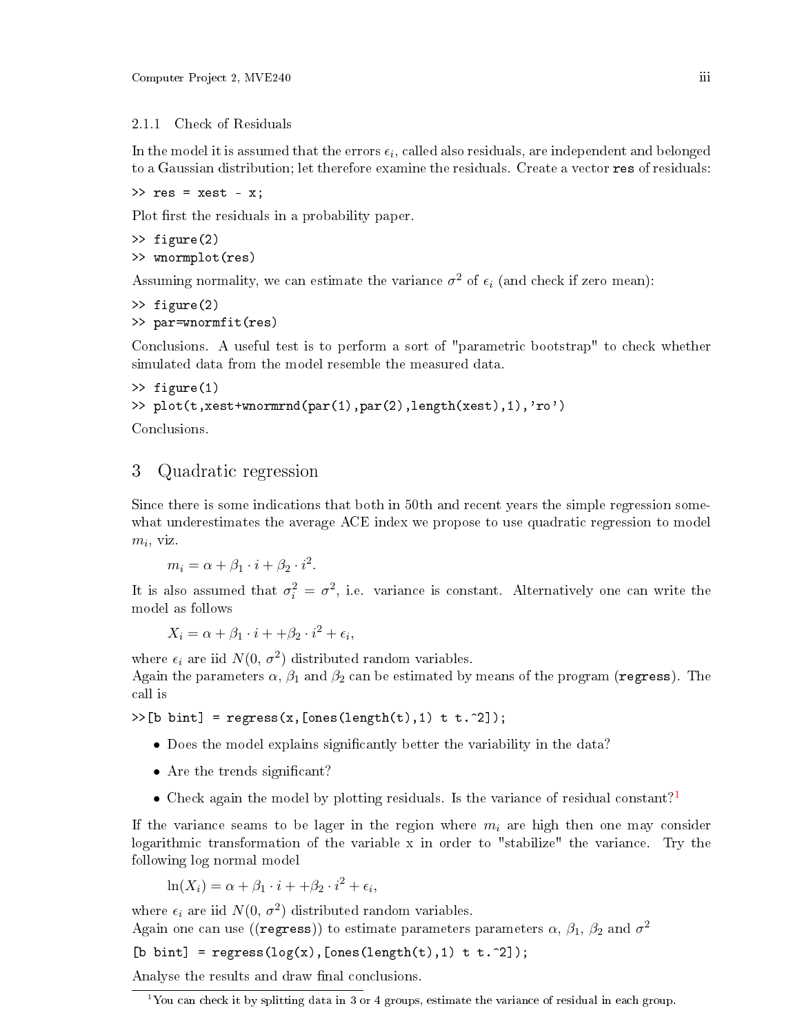### 2.1.1 Check of Residuals

In the model it is assumed that the errors $\epsilon_i$, called also residuals, are independent and belonged to a Gaussian distribution; let therefore examine the residuals. Create a vector **res** of residuals:

```
>> res = xest - x;
```

Plot first the residuals in a probability paper.

```
>> figure(2)
>> wnormplot(res)
```

Assuming normality, we can estimate the variance $\sigma^2$ of $\epsilon_i$ (and check if zero mean):

```
>> figure(2)
>> par=wnormfit(res)
```

Conclusions. A useful test is to perform a sort of "parametric bootstrap" to check whether simulated data from the model resemble the measured data.

```
>> figure(1)
>> plot(t,xest+wnormrnd(par(1),par(2),length(xest),1),'ro')
```

Conclusions.

## 3 Quadratic regression

Since there is some indications that both in 50th and recent years the simple regression somewhat underestimates the average ACE index we propose to use quadratic regression to model $m_i$, viz.

$$m_i = \alpha + \beta_1 \cdot i + \beta_2 \cdot i^2.$$

It is also assumed that $\sigma_i^2 = \sigma^2$, i.e. variance is constant. Alternatively one can write the model as follows

$$X_i = \alpha + \beta_1 \cdot i + +\beta_2 \cdot i^2 + \epsilon_i,$$

where $\epsilon_i$ are iid $N(0, \sigma^2)$ distributed random variables.
Again the parameters $\alpha$, $\beta_1$ and $\beta_2$ can be estimated by means of the program (**regress**). The call is

```
>>[b bint] = regress(x,[ones(length(t),1) t t.^2]);
```

- Does the model explains significantly better the variability in the data?
- Are the trends significant?
- Check again the model by plotting residuals. Is the variance of residual constant?[1]

If the variance seams to be lager in the region where $m_i$ are high then one may consider logarithmic transformation of the variable x in order to "stabilize" the variance. Try the following log normal model

$$\ln(X_i) = \alpha + \beta_1 \cdot i + +\beta_2 \cdot i^2 + \epsilon_i,$$

where $\epsilon_i$ are iid $N(0, \sigma^2)$ distributed random variables.
Again one can use ((**regress**)) to estimate parameters parameters $\alpha$, $\beta_1$, $\beta_2$ and $\sigma^2$

```
[b bint] = regress(log(x),[ones(length(t),1) t t.^2]);
```

Analyse the results and draw final conclusions.

[1] You can check it by splitting data in 3 or 4 groups, estimate the variance of residual in each group.